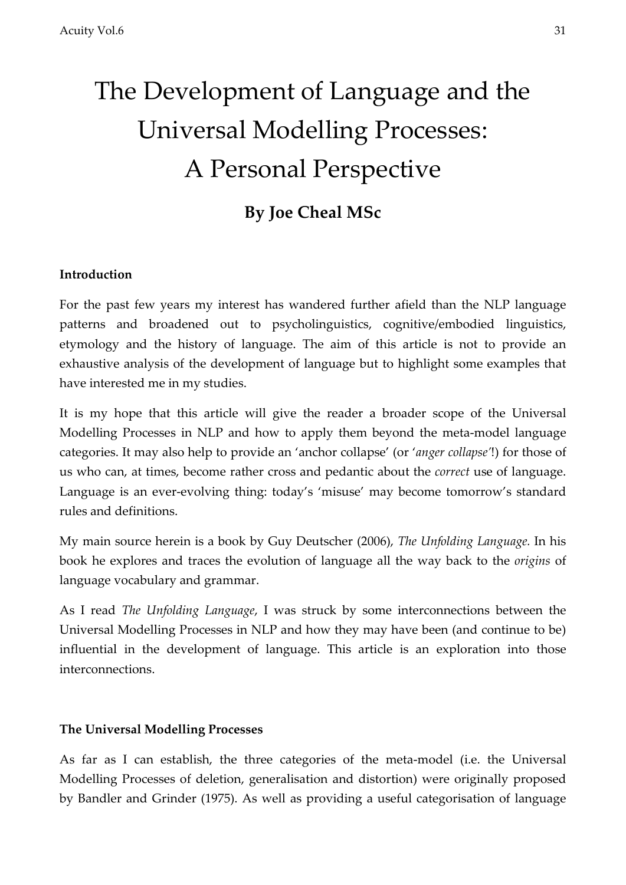# The Development of Language and the Universal Modelling Processes: A Personal Perspective

**By Joe Cheal MSc**

**Introduction**

For the past few years my interest has wandered further afield than the NLP language patterns and broadened out to psycholinguistics, cognitive/embodied linguistics, etymology and the history of language. The aim of this article is not to provide an exhaustive analysis of the development of language but to highlight some examples that have interested me in my studies.

It is my hope that this article will give the reader a broader scope of the Universal Modelling Processes in NLP and how to apply them beyond the meta-model language categories. It may also help to provide an 'anchor collapse' (or '*anger collapse*'!) for those of us who can, at times, become rather cross and pedantic about the *correct* use of language. Language is an ever-evolving thing: today's 'misuse' may become tomorrow's standard rules and definitions.

My main source herein is a book by Guy Deutscher (2006), *The Unfolding Language.* In his book he explores and traces the evolution of language all the way back to the *origins* of language vocabulary and grammar.

As I read *The Unfolding Language*, I was struck by some interconnections between the Universal Modelling Processes in NLP and how they may have been (and continue to be) influential in the development of language. This article is an exploration into those interconnections.

**The Universal Modelling Processes**

As far as I can establish, the three categories of the meta-model (i.e. the Universal Modelling Processes of deletion, generalisation and distortion) were originally proposed by Bandler and Grinder (1975). As well as providing a useful categorisation of language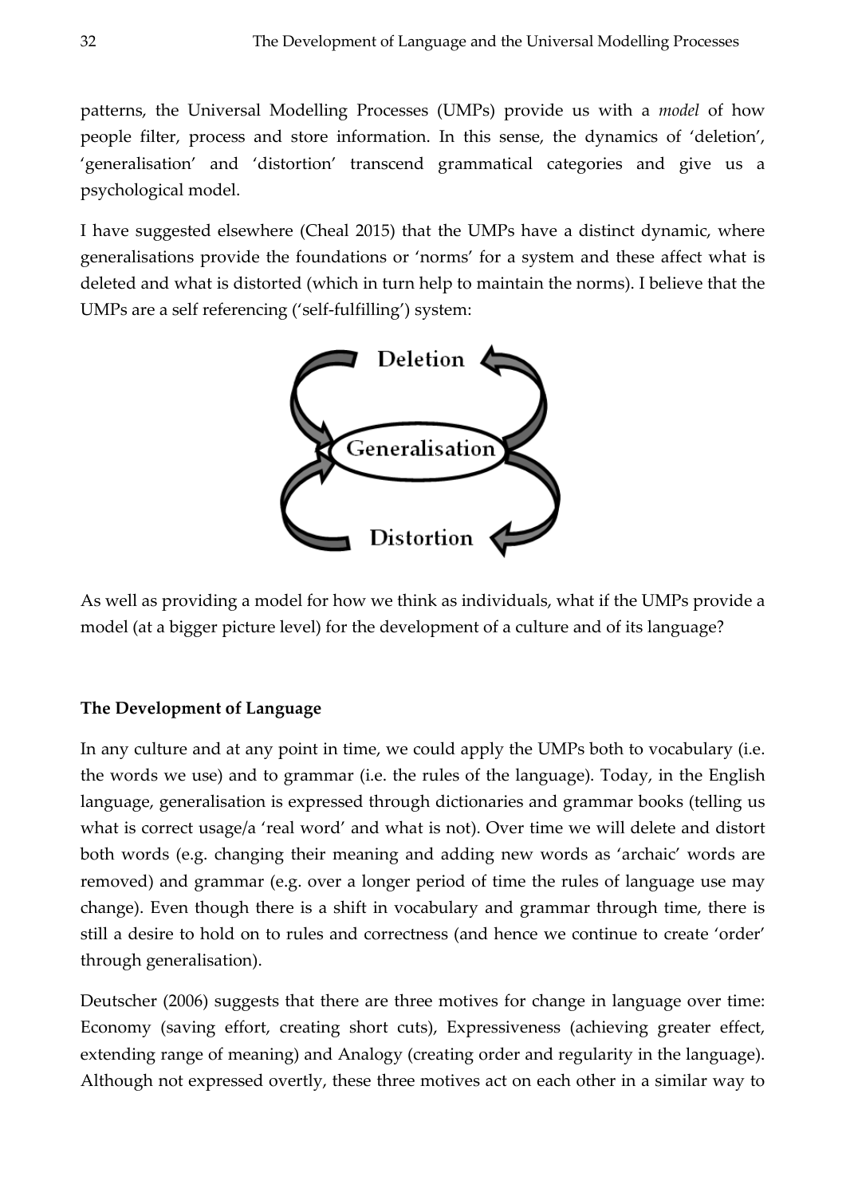patterns, the Universal Modelling Processes (UMPs) provide us with a *model* of how people filter, process and store information. In this sense, the dynamics of 'deletion', 'generalisation' and 'distortion' transcend grammatical categories and give us a psychological model.

I have suggested elsewhere (Cheal 2015) that the UMPs have a distinct dynamic, where generalisations provide the foundations or 'norms' for a system and these affect what is deleted and what is distorted (which in turn help to maintain the norms). I believe that the UMPs are a self referencing ('self-fulfilling') system:

Deletion

Generalisation

Distortion

As well as providing a model for how we think as individuals, what if the UMPs provide a model (at a bigger picture level) for the development of a culture and of its language?

**The Development of Language**

In any culture and at any point in time, we could apply the UMPs both to vocabulary (i.e. the words we use) and to grammar (i.e. the rules of the language). Today, in the English language, generalisation is expressed through dictionaries and grammar books (telling us what is correct usage/a 'real word' and what is not). Over time we will delete and distort both words (e.g. changing their meaning and adding new words as 'archaic' words are removed) and grammar (e.g. over a longer period of time the rules of language use may change). Even though there is a shift in vocabulary and grammar through time, there is still a desire to hold on to rules and correctness (and hence we continue to create 'order' through generalisation).

Deutscher (2006) suggests that there are three motives for change in language over time: Economy (saving effort, creating short cuts), Expressiveness (achieving greater effect, extending range of meaning) and Analogy (creating order and regularity in the language). Although not expressed overtly, these three motives act on each other in a similar way to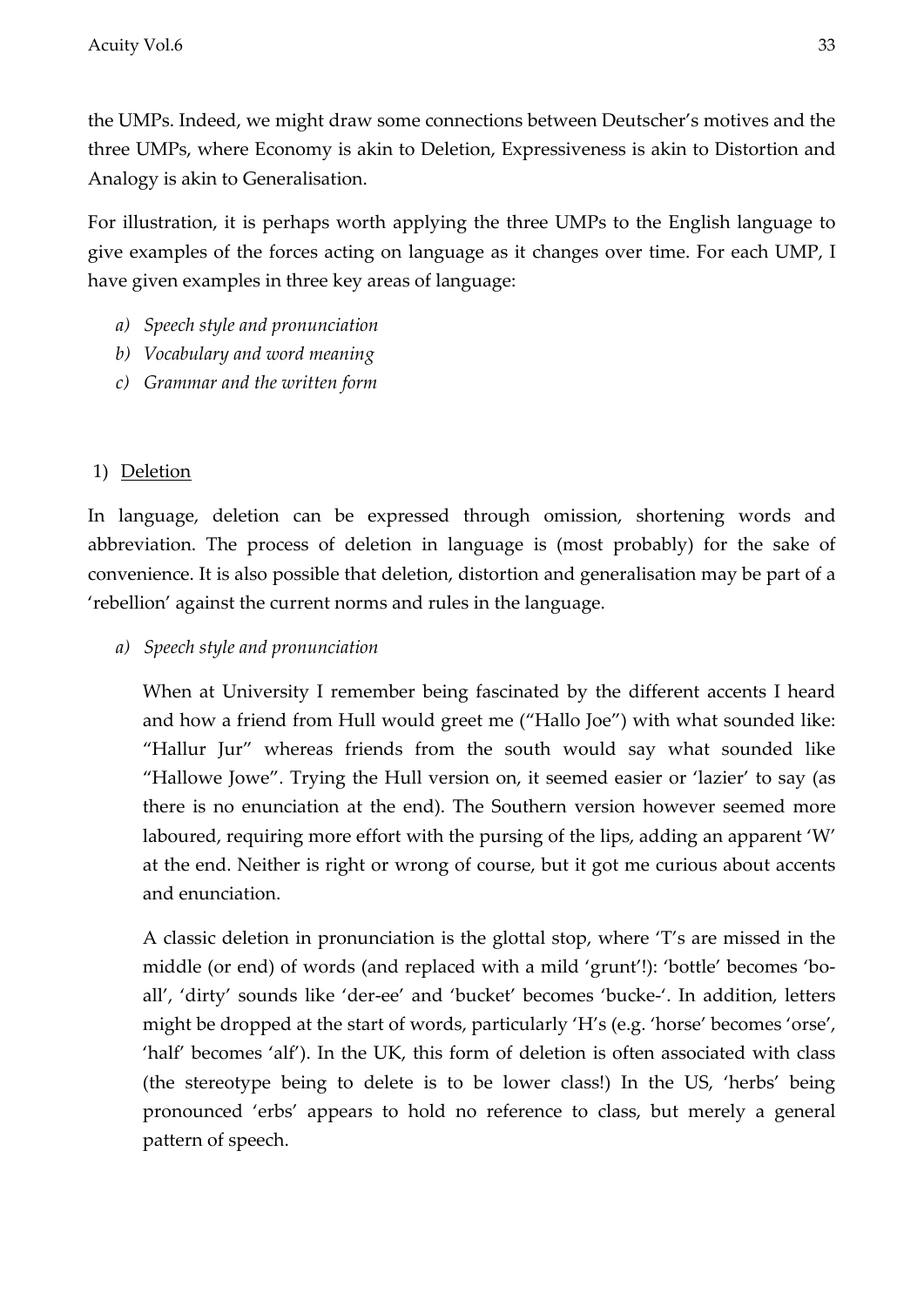the UMPs. Indeed, we might draw some connections between Deutscher's motives and the three UMPs, where Economy is akin to Deletion, Expressiveness is akin to Distortion and Analogy is akin to Generalisation.

For illustration, it is perhaps worth applying the three UMPs to the English language to give examples of the forces acting on language as it changes over time. For each UMP, I have given examples in three key areas of language:

a) *Speech style and pronunciation*
b) *Vocabulary and word meaning*
c) *Grammar and the written form*

1) <u>Deletion</u>

In language, deletion can be expressed through omission, shortening words and abbreviation. The process of deletion in language is (most probably) for the sake of convenience. It is also possible that deletion, distortion and generalisation may be part of a 'rebellion' against the current norms and rules in the language.

a) *Speech style and pronunciation*

When at University I remember being fascinated by the different accents I heard and how a friend from Hull would greet me ("Hallo Joe") with what sounded like: "Hallur Jur" whereas friends from the south would say what sounded like "Hallowe Jowe". Trying the Hull version on, it seemed easier or 'lazier' to say (as there is no enunciation at the end). The Southern version however seemed more laboured, requiring more effort with the pursing of the lips, adding an apparent 'W' at the end. Neither is right or wrong of course, but it got me curious about accents and enunciation.

A classic deletion in pronunciation is the glottal stop, where 'T's are missed in the middle (or end) of words (and replaced with a mild 'grunt'!): 'bottle' becomes 'bo-all', 'dirty' sounds like 'der-ee' and 'bucket' becomes 'bucke-'. In addition, letters might be dropped at the start of words, particularly 'H's (e.g. 'horse' becomes 'orse', 'half' becomes 'alf'). In the UK, this form of deletion is often associated with class (the stereotype being to delete is to be lower class!) In the US, 'herbs' being pronounced 'erbs' appears to hold no reference to class, but merely a general pattern of speech.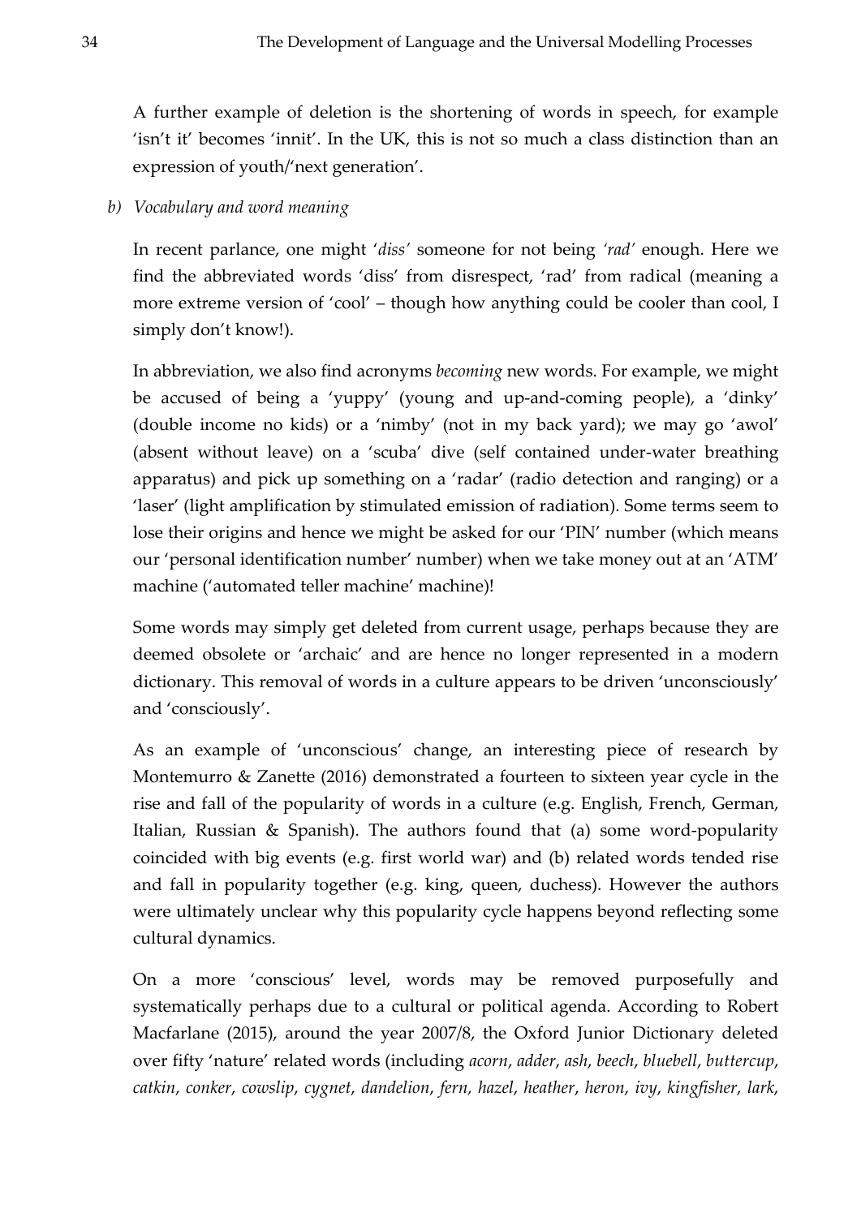A further example of deletion is the shortening of words in speech, for example 'isn't it' becomes 'innit'. In the UK, this is not so much a class distinction than an expression of youth/'next generation'.

*b) Vocabulary and word meaning*

In recent parlance, one might '*diss'* someone for not being *'rad'* enough. Here we find the abbreviated words 'diss' from disrespect, 'rad' from radical (meaning a more extreme version of 'cool' – though how anything could be cooler than cool, I simply don't know!).

In abbreviation, we also find acronyms *becoming* new words. For example, we might be accused of being a 'yuppy' (young and up-and-coming people), a 'dinky' (double income no kids) or a 'nimby' (not in my back yard); we may go 'awol' (absent without leave) on a 'scuba' dive (self contained under-water breathing apparatus) and pick up something on a 'radar' (radio detection and ranging) or a 'laser' (light amplification by stimulated emission of radiation). Some terms seem to lose their origins and hence we might be asked for our 'PIN' number (which means our 'personal identification number' number) when we take money out at an 'ATM' machine ('automated teller machine' machine)!

Some words may simply get deleted from current usage, perhaps because they are deemed obsolete or 'archaic' and are hence no longer represented in a modern dictionary. This removal of words in a culture appears to be driven 'unconsciously' and 'consciously'.

As an example of 'unconscious' change, an interesting piece of research by Montemurro & Zanette (2016) demonstrated a fourteen to sixteen year cycle in the rise and fall of the popularity of words in a culture (e.g. English, French, German, Italian, Russian & Spanish). The authors found that (a) some word-popularity coincided with big events (e.g. first world war) and (b) related words tended rise and fall in popularity together (e.g. king, queen, duchess). However the authors were ultimately unclear why this popularity cycle happens beyond reflecting some cultural dynamics.

On a more 'conscious' level, words may be removed purposefully and systematically perhaps due to a cultural or political agenda. According to Robert Macfarlane (2015), around the year 2007/8, the Oxford Junior Dictionary deleted over fifty 'nature' related words (including *acorn*, *adder*, *ash*, *beech*, *bluebell*, *buttercup*, *catkin*, *conker*, *cowslip*, *cygnet*, *dandelion*, *fern, hazel*, *heather*, *heron*, *ivy*, *kingfisher*, *lark*,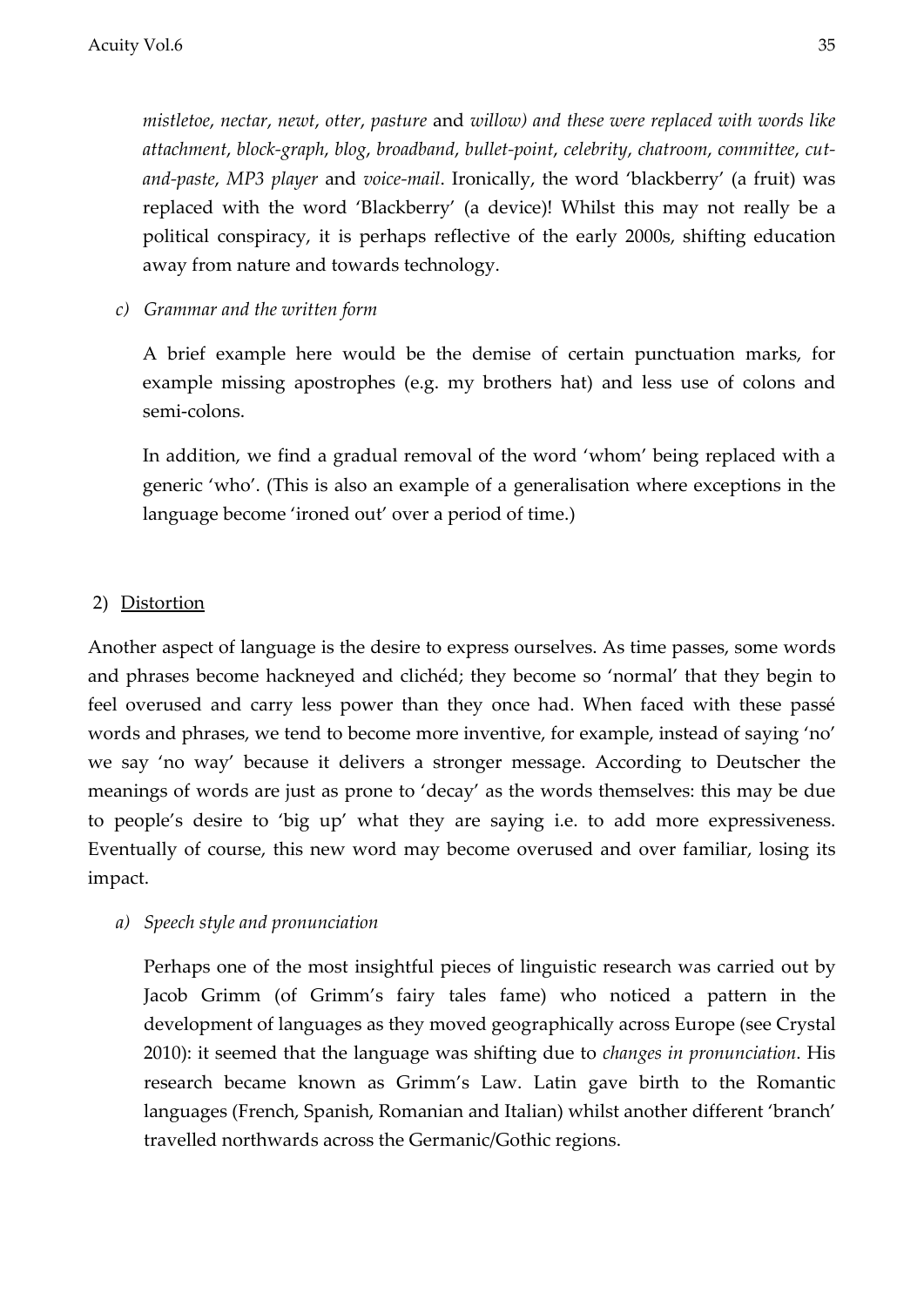*mistletoe*, *nectar*, *newt*, *otter*, *pasture* and *willow) and these were replaced with words like attachment*, *block-graph*, *blog*, *broadband*, *bullet-point*, *celebrity*, *chatroom*, *committee*, *cut-and-paste*, *MP3 player* and *voice-mail*. Ironically, the word 'blackberry' (a fruit) was replaced with the word 'Blackberry' (a device)! Whilst this may not really be a political conspiracy, it is perhaps reflective of the early 2000s, shifting education away from nature and towards technology.

c) *Grammar and the written form*

A brief example here would be the demise of certain punctuation marks, for example missing apostrophes (e.g. my brothers hat) and less use of colons and semi-colons.

In addition, we find a gradual removal of the word 'whom' being replaced with a generic 'who'. (This is also an example of a generalisation where exceptions in the language become 'ironed out' over a period of time.)

2) <u>Distortion</u>

Another aspect of language is the desire to express ourselves. As time passes, some words and phrases become hackneyed and clichéd; they become so 'normal' that they begin to feel overused and carry less power than they once had. When faced with these passé words and phrases, we tend to become more inventive, for example, instead of saying 'no' we say 'no way' because it delivers a stronger message. According to Deutscher the meanings of words are just as prone to 'decay' as the words themselves: this may be due to people's desire to 'big up' what they are saying i.e. to add more expressiveness. Eventually of course, this new word may become overused and over familiar, losing its impact.

a) *Speech style and pronunciation*

Perhaps one of the most insightful pieces of linguistic research was carried out by Jacob Grimm (of Grimm's fairy tales fame) who noticed a pattern in the development of languages as they moved geographically across Europe (see Crystal 2010): it seemed that the language was shifting due to *changes in pronunciation*. His research became known as Grimm's Law. Latin gave birth to the Romantic languages (French, Spanish, Romanian and Italian) whilst another different 'branch' travelled northwards across the Germanic/Gothic regions.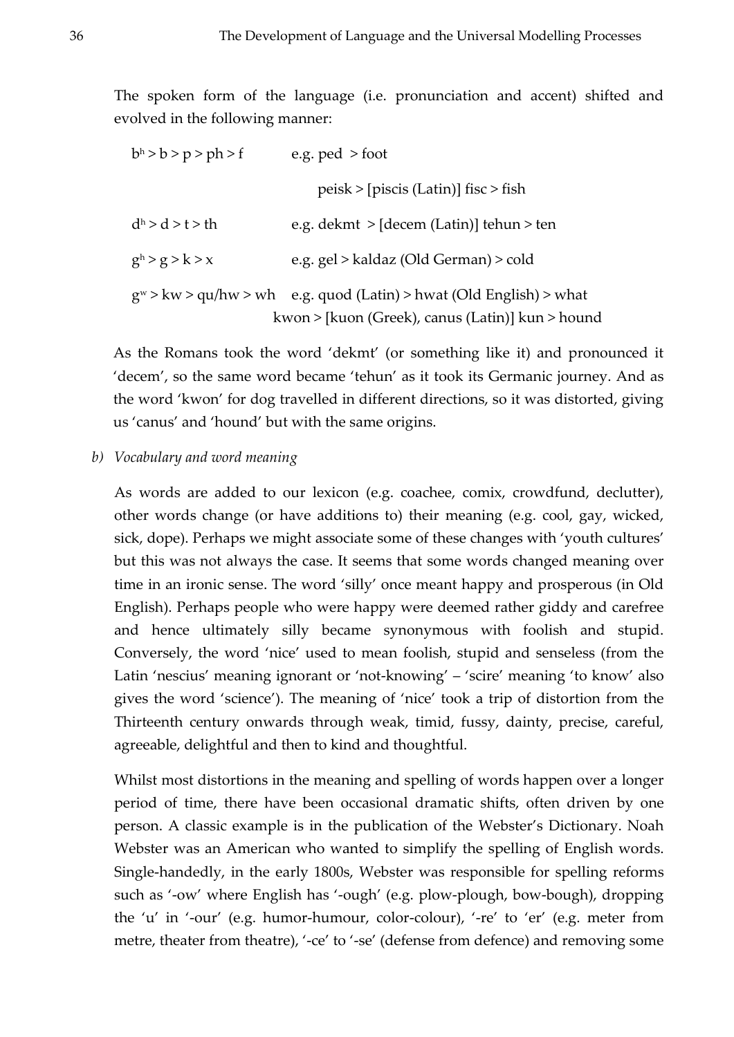The spoken form of the language (i.e. pronunciation and accent) shifted and evolved in the following manner:

$b^h$ > b > p > ph > f e.g. ped > foot

peisk > [piscis (Latin)] fisc > fish

$d^h$ > d > t > th e.g. dekmt > [decem (Latin)] tehun > ten

$g^h$ > g > k > x e.g. gel > kaldaz (Old German) > cold

$g^w$ > kw > qu/hw > wh e.g. quod (Latin) > hwat (Old English) > what

kwon > [kuon (Greek), canus (Latin)] kun > hound

As the Romans took the word 'dekmt' (or something like it) and pronounced it 'decem', so the same word became 'tehun' as it took its Germanic journey. And as the word 'kwon' for dog travelled in different directions, so it was distorted, giving us 'canus' and 'hound' but with the same origins.

*b) Vocabulary and word meaning*

As words are added to our lexicon (e.g. coachee, comix, crowdfund, declutter), other words change (or have additions to) their meaning (e.g. cool, gay, wicked, sick, dope). Perhaps we might associate some of these changes with 'youth cultures' but this was not always the case. It seems that some words changed meaning over time in an ironic sense. The word 'silly' once meant happy and prosperous (in Old English). Perhaps people who were happy were deemed rather giddy and carefree and hence ultimately silly became synonymous with foolish and stupid. Conversely, the word 'nice' used to mean foolish, stupid and senseless (from the Latin 'nescius' meaning ignorant or 'not-knowing' – 'scire' meaning 'to know' also gives the word 'science'). The meaning of 'nice' took a trip of distortion from the Thirteenth century onwards through weak, timid, fussy, dainty, precise, careful, agreeable, delightful and then to kind and thoughtful.

Whilst most distortions in the meaning and spelling of words happen over a longer period of time, there have been occasional dramatic shifts, often driven by one person. A classic example is in the publication of the Webster's Dictionary. Noah Webster was an American who wanted to simplify the spelling of English words. Single-handedly, in the early 1800s, Webster was responsible for spelling reforms such as '-ow' where English has '-ough' (e.g. plow-plough, bow-bough), dropping the 'u' in '-our' (e.g. humor-humour, color-colour), '-re' to 'er' (e.g. meter from metre, theater from theatre), '-ce' to '-se' (defense from defence) and removing some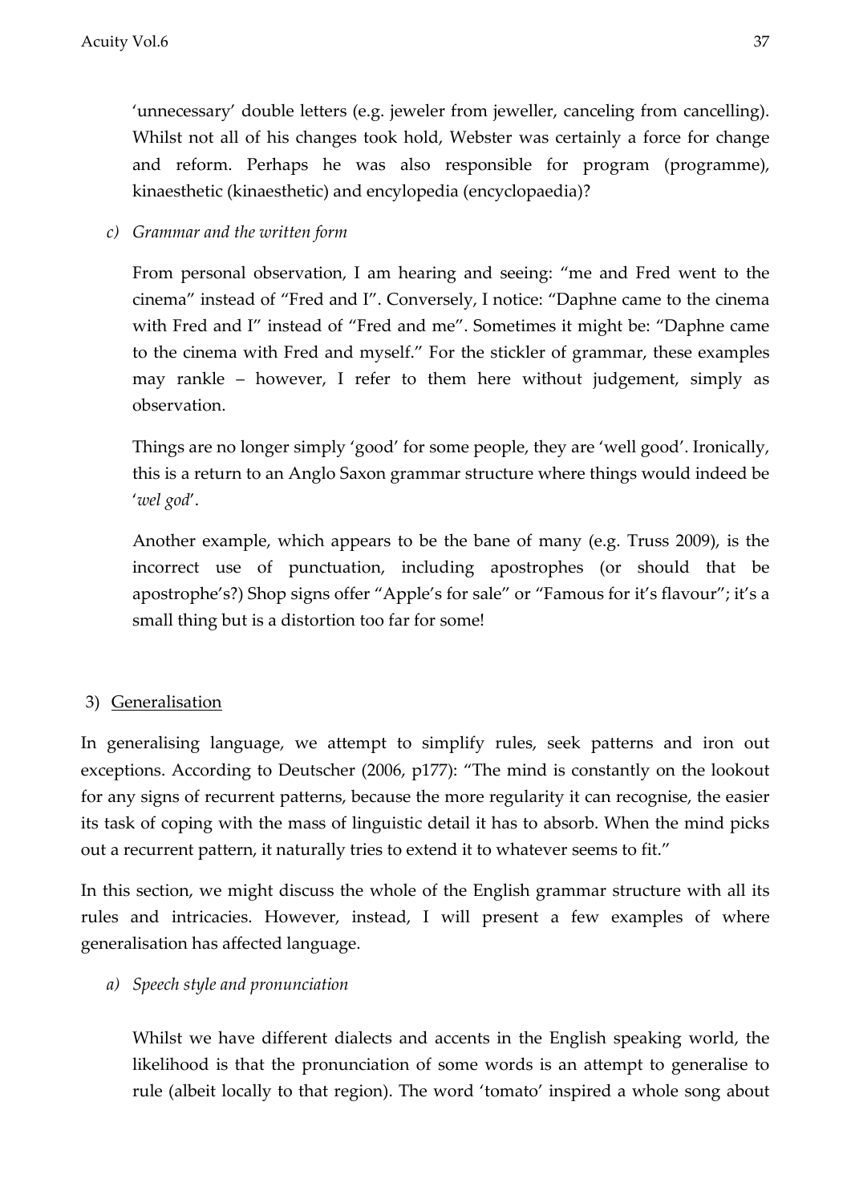'unnecessary' double letters (e.g. jeweler from jeweller, canceling from cancelling). Whilst not all of his changes took hold, Webster was certainly a force for change and reform. Perhaps he was also responsible for program (programme), kinaesthetic (kinaesthetic) and encylopedia (encyclopaedia)?

*c) Grammar and the written form*

From personal observation, I am hearing and seeing: "me and Fred went to the cinema" instead of "Fred and I". Conversely, I notice: "Daphne came to the cinema with Fred and I" instead of "Fred and me". Sometimes it might be: "Daphne came to the cinema with Fred and myself." For the stickler of grammar, these examples may rankle – however, I refer to them here without judgement, simply as observation.

Things are no longer simply 'good' for some people, they are 'well good'. Ironically, this is a return to an Anglo Saxon grammar structure where things would indeed be '*wel god*'.

Another example, which appears to be the bane of many (e.g. Truss 2009), is the incorrect use of punctuation, including apostrophes (or should that be apostrophe's?) Shop signs offer "Apple's for sale" or "Famous for it's flavour"; it's a small thing but is a distortion too far for some!

## 3) Generalisation

In generalising language, we attempt to simplify rules, seek patterns and iron out exceptions. According to Deutscher (2006, p177): "The mind is constantly on the lookout for any signs of recurrent patterns, because the more regularity it can recognise, the easier its task of coping with the mass of linguistic detail it has to absorb. When the mind picks out a recurrent pattern, it naturally tries to extend it to whatever seems to fit."

In this section, we might discuss the whole of the English grammar structure with all its rules and intricacies. However, instead, I will present a few examples of where generalisation has affected language.

*a) Speech style and pronunciation*

Whilst we have different dialects and accents in the English speaking world, the likelihood is that the pronunciation of some words is an attempt to generalise to rule (albeit locally to that region). The word 'tomato' inspired a whole song about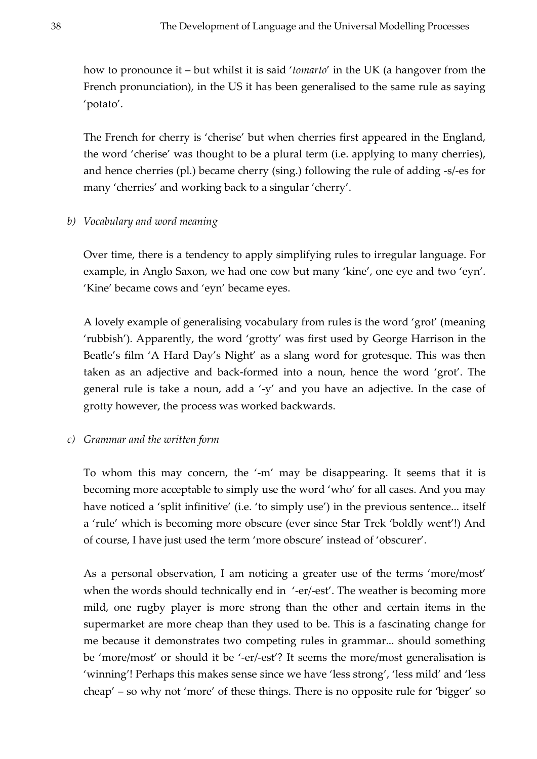how to pronounce it – but whilst it is said '*tomarto*' in the UK (a hangover from the French pronunciation), in the US it has been generalised to the same rule as saying 'potato'.

The French for cherry is 'cherise' but when cherries first appeared in the England, the word 'cherise' was thought to be a plural term (i.e. applying to many cherries), and hence cherries (pl.) became cherry (sing.) following the rule of adding -s/-es for many 'cherries' and working back to a singular 'cherry'.

*b) Vocabulary and word meaning*

Over time, there is a tendency to apply simplifying rules to irregular language. For example, in Anglo Saxon, we had one cow but many 'kine', one eye and two 'eyn'. 'Kine' became cows and 'eyn' became eyes.

A lovely example of generalising vocabulary from rules is the word 'grot' (meaning 'rubbish'). Apparently, the word 'grotty' was first used by George Harrison in the Beatle's film 'A Hard Day's Night' as a slang word for grotesque. This was then taken as an adjective and back-formed into a noun, hence the word 'grot'. The general rule is take a noun, add a '-y' and you have an adjective. In the case of grotty however, the process was worked backwards.

*c) Grammar and the written form*

To whom this may concern, the '-m' may be disappearing. It seems that it is becoming more acceptable to simply use the word 'who' for all cases. And you may have noticed a 'split infinitive' (i.e. 'to simply use') in the previous sentence... itself a 'rule' which is becoming more obscure (ever since Star Trek 'boldly went'!) And of course, I have just used the term 'more obscure' instead of 'obscurer'.

As a personal observation, I am noticing a greater use of the terms 'more/most' when the words should technically end in '-er/-est'. The weather is becoming more mild, one rugby player is more strong than the other and certain items in the supermarket are more cheap than they used to be. This is a fascinating change for me because it demonstrates two competing rules in grammar... should something be 'more/most' or should it be '-er/-est'? It seems the more/most generalisation is 'winning'! Perhaps this makes sense since we have 'less strong', 'less mild' and 'less cheap' – so why not 'more' of these things. There is no opposite rule for 'bigger' so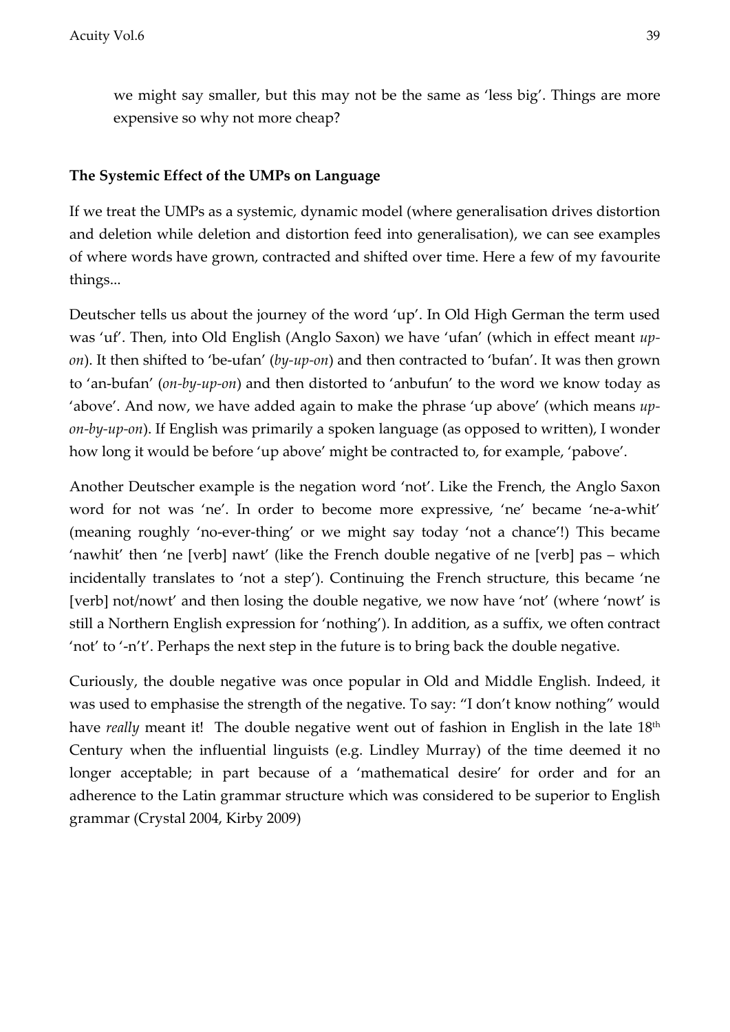we might say smaller, but this may not be the same as 'less big'. Things are more expensive so why not more cheap?

**The Systemic Effect of the UMPs on Language**

If we treat the UMPs as a systemic, dynamic model (where generalisation drives distortion and deletion while deletion and distortion feed into generalisation), we can see examples of where words have grown, contracted and shifted over time. Here a few of my favourite things...

Deutscher tells us about the journey of the word 'up'. In Old High German the term used was 'uf'. Then, into Old English (Anglo Saxon) we have 'ufan' (which in effect meant *up-on*). It then shifted to 'be-ufan' (*by-up-on*) and then contracted to 'bufan'. It was then grown to 'an-bufan' (*on-by-up-on*) and then distorted to 'anbufun' to the word we know today as 'above'. And now, we have added again to make the phrase 'up above' (which means *up-on-by-up-on*). If English was primarily a spoken language (as opposed to written), I wonder how long it would be before 'up above' might be contracted to, for example, 'pabove'.

Another Deutscher example is the negation word 'not'. Like the French, the Anglo Saxon word for not was 'ne'. In order to become more expressive, 'ne' became 'ne-a-whit' (meaning roughly 'no-ever-thing' or we might say today 'not a chance'!) This became 'nawhit' then 'ne [verb] nawt' (like the French double negative of ne [verb] pas – which incidentally translates to 'not a step'). Continuing the French structure, this became 'ne [verb] not/nowt' and then losing the double negative, we now have 'not' (where 'nowt' is still a Northern English expression for 'nothing'). In addition, as a suffix, we often contract 'not' to '-n't'. Perhaps the next step in the future is to bring back the double negative.

Curiously, the double negative was once popular in Old and Middle English. Indeed, it was used to emphasise the strength of the negative. To say: "I don't know nothing" would have *really* meant it! The double negative went out of fashion in English in the late 18th Century when the influential linguists (e.g. Lindley Murray) of the time deemed it no longer acceptable; in part because of a 'mathematical desire' for order and for an adherence to the Latin grammar structure which was considered to be superior to English grammar (Crystal 2004, Kirby 2009)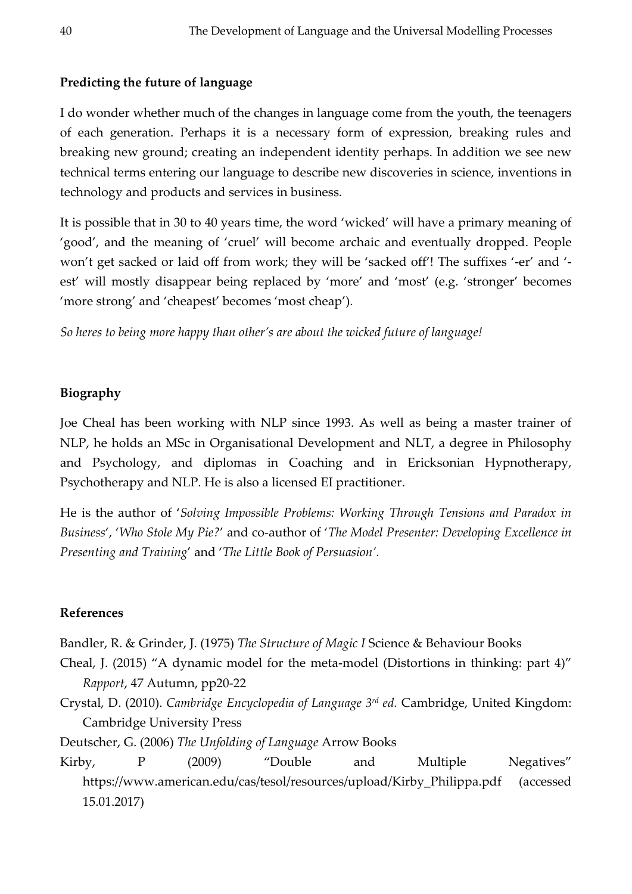## Predicting the future of language

I do wonder whether much of the changes in language come from the youth, the teenagers of each generation. Perhaps it is a necessary form of expression, breaking rules and breaking new ground; creating an independent identity perhaps. In addition we see new technical terms entering our language to describe new discoveries in science, inventions in technology and products and services in business.

It is possible that in 30 to 40 years time, the word 'wicked' will have a primary meaning of 'good', and the meaning of 'cruel' will become archaic and eventually dropped. People won't get sacked or laid off from work; they will be 'sacked off'! The suffixes '-er' and '-est' will mostly disappear being replaced by 'more' and 'most' (e.g. 'stronger' becomes 'more strong' and 'cheapest' becomes 'most cheap').

*So heres to being more happy than other's are about the wicked future of language!*

## Biography

Joe Cheal has been working with NLP since 1993. As well as being a master trainer of NLP, he holds an MSc in Organisational Development and NLT, a degree in Philosophy and Psychology, and diplomas in Coaching and in Ericksonian Hypnotherapy, Psychotherapy and NLP. He is also a licensed EI practitioner.

He is the author of '*Solving Impossible Problems: Working Through Tensions and Paradox in Business*', '*Who Stole My Pie?*' and co-author of '*The Model Presenter: Developing Excellence in Presenting and Training*' and '*The Little Book of Persuasion'*.

## References

Bandler, R. & Grinder, J. (1975) *The Structure of Magic I* Science & Behaviour Books

Cheal, J. (2015) "A dynamic model for the meta-model (Distortions in thinking: part 4)" *Rapport*, 47 Autumn, pp20-22

Crystal, D. (2010). *Cambridge Encyclopedia of Language 3rd ed.* Cambridge, United Kingdom: Cambridge University Press

Deutscher, G. (2006) *The Unfolding of Language* Arrow Books

Kirby, P (2009) "Double and Multiple Negatives" https://www.american.edu/cas/tesol/resources/upload/Kirby_Philippa.pdf (accessed 15.01.2017)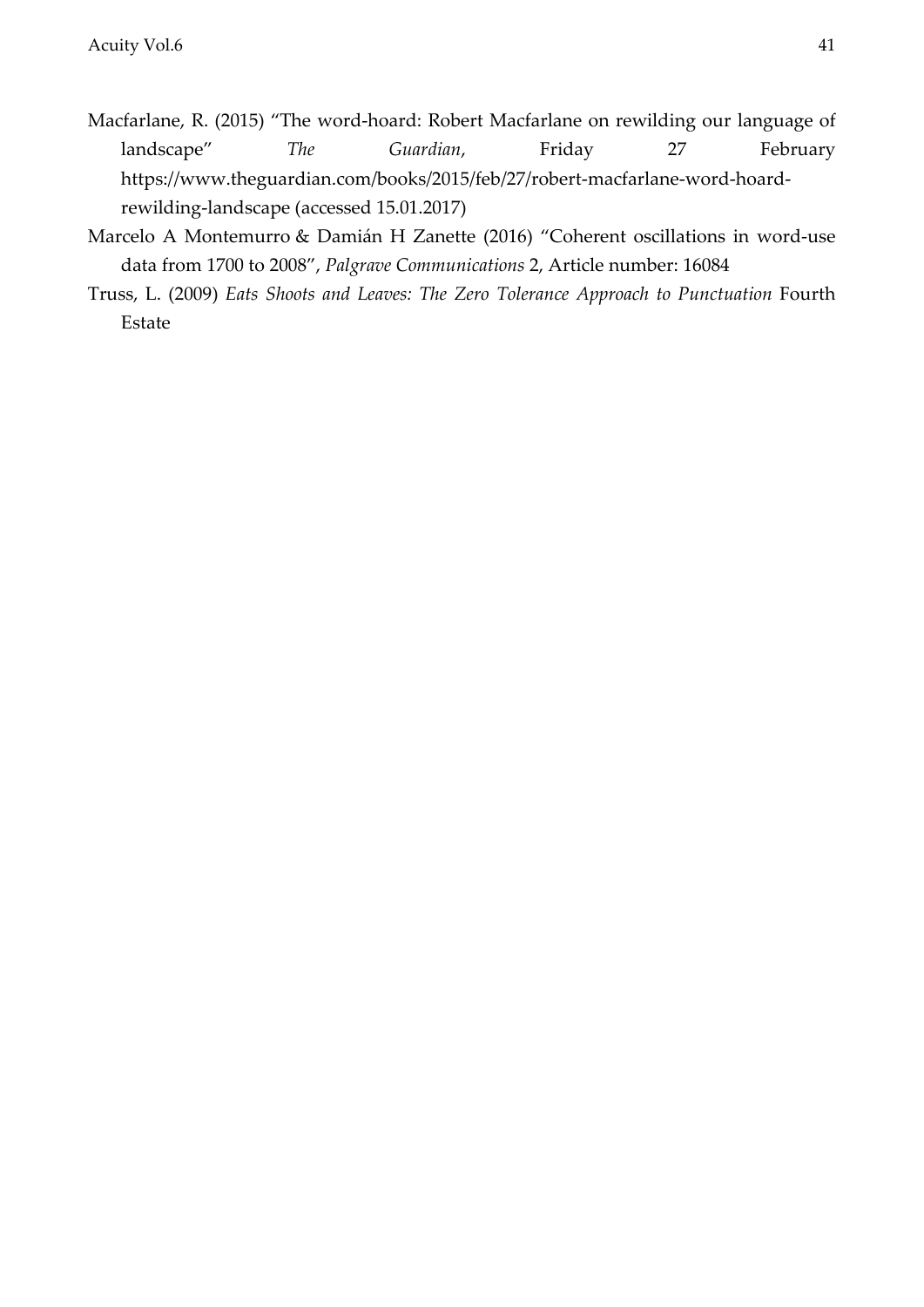Macfarlane, R. (2015) "The word-hoard: Robert Macfarlane on rewilding our language of landscape" *The Guardian*, Friday 27 February https://www.theguardian.com/books/2015/feb/27/robert-macfarlane-word-hoard-rewilding-landscape (accessed 15.01.2017)

Marcelo A Montemurro & Damián H Zanette (2016) "Coherent oscillations in word-use data from 1700 to 2008", *Palgrave Communications* 2, Article number: 16084

Truss, L. (2009) *Eats Shoots and Leaves: The Zero Tolerance Approach to Punctuation* Fourth Estate